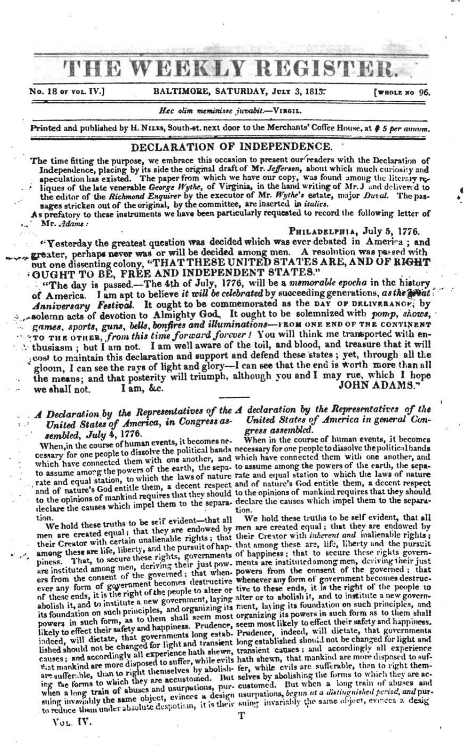# THE WEEKLY REGISTER.

No. 18 of vol. IV.] BALTIMORE, SATURDAY, July 3, 1813. [whole no 96.

*Hæc olim meminisse juvabit.*—Virgil.

Printed and published by H. Niles, South-st. next door to the Merchants' Coffee House, at $ 5 per annum.

## DECLARATION OF INDEPENDENCE.

The time fitting the purpose, we embrace this occasion to present our readers with the Declaration of Independence, placing by its side the original draft of Mr. *Jefferson*, about which much curiosity and speculation has existed. The paper from which we have our copy, was found among the literary reliques of the late venerable *George Wythe*, of Virginia, in the hand writing of Mr. J and delivered to the editor of the *Richmond Enquirer* by the executor of Mr. *Wythe's* estate, major *Duval*. The passages stricken out of the original, by the committee, are inserted in *italics*.

As prefatory to these instruments we have been particularly requested to record the following letter of Mr. *Adams*:

Philadelphia, July 5, 1776.

"Yesterday the greatest question was decided which was ever debated in America; and greater, perhaps never was or will be decided among men. A resolution was passed without one dissenting colony, "THAT THESE UNITED STATES ARE, AND OF RIGHT OUGHT TO BE, FREE AND INDEPENDENT STATES."

"The day is passed.—The 4th of July, 1776, will be a *memorable epocha* in the history of America. I am apt to believe *it will be celebrated* by succeeding generations, *as the great Anniversary Festival*. It ought to be commemorated as the DAY OF DELIVERANCE, by solemn acts of devotion to Almighty God. It ought to be solemnized with *pomp, shows, games, sports, guns, bells, bonfires and illuminations*—FROM ONE END OF THE CONTINENT TO THE OTHER, *from this time forward forever!* You will think me transported with enthusiasm; but I am not. I am well aware of the toil, and blood, and treasure that it will cost to maintain this declaration and support and defend these states; yet, through all the gloom, I can see the rays of light and glory—I can see that the end is worth more than all the means; and that posterity will triumph, although you and I may rue, which I hope we shall not. I am, &c. JOHN ADAMS."

| *A Declaration by the Representatives of the United States of America, in Congress assembled, July 4, 1776.* | *A declaration by the Representatives of the United States of America in general Congress assembled.* |
|---|---|
| When, in the course of human events, it becomes necessary for one people to dissolve the political bands which have connected them with one another, and to assume among the powers of the earth, the separate and equal station, to which the laws of nature and of nature's God entitle them, a decent respect to the opinions of mankind requires that they should declare the causes which impel them to the separation. | When in the course of human events, it becomes necessary for one people to dissolve the political bands which have connected them with one another, and to assume among the powers of the earth, the separate and equal station to which the laws of nature and of nature's God entitle them, a decent respect to the opinions of mankind requires that they should declare the causes which impel them to the separation. |
| We hold these truths to be self evident—that all men are created equal; that they are endowed by their Creator with certain unalienable rights; that among these are life, liberty, and the pursuit of happiness. That, to secure these rights, governments are instituted among men, deriving their just powers from the consent of the governed; that whenever any form of government becomes destructive of these ends, it is the right of the people to alter or abolish it, and to institute a new government, laying its foundation on such principles, and organizing its powers in such form, as to them shall seem most likely to effect their safety and happiness. Prudence, indeed, will dictate, that governments long established should not be changed for light and transient causes; and accordingly all experience hath shewn, that mankind are more disposed to suffer, while evils are sufferable, than to right themselves by abolishing the forms to which they are accustomed. But when a long train of abuses and usurpations, pursuing invariably the same object, evinces a design to reduce them under absolute despotism, it is their | We hold these truths to be self evident, that all men are created equal; that they are endowed by their Creator with *inherent and* inalienable rights; that among these are, life, liberty and the pursuit of happiness; that to secure these rights governments are instituted among men, deriving their just powers from the consent of the governed; that whenever any form of government becomes destructive to these ends, it is the right of the people to alter or to abolish it, and to institute a new government, laying its foundation on such principles, and organizing its powers in such form as to them shall seem most likely to effect their safety and happiness. Prudence, indeed, will dictate, that governments long established should not be changed for light and transient causes; and accordingly all experience hath shewn, that mankind are more disposed to suffer, while evils are sufferable, than to right themselves by abolishing the forms to which they are accustomed. But when a long train of abuses and usurpations, *begun at a distinguished period, and* pursuing invariably the same object, evinces a desig |

Vol. IV. T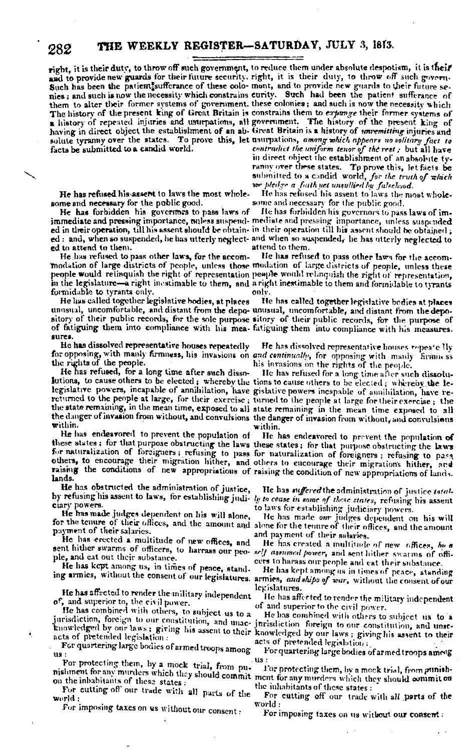| | |
|---|---|
| right, it is their duty, to throw off such government, and to provide new guards for their future security. Such has been the patient sufferance of these colonies; and such is now the necessity which constrains them to alter their former systems of government. The history of the present king of Great Britain is a history of repeated injuries and usurpations, all having in direct object the establishment of an absolute tyranny over the states. To prove this, let facts be submitted to a candid world. | to reduce them under absolute despotism, it is their right, it is their duty, to throw off such government, and to provide new guards to their future security. Such had been the patient sufferance of these colonies; and such is now the necessity which constrains them to *expunge* their former systems of government. The history of the present king of Great Britain is a history of *unremitting* injuries and usurpations, *among which appears no solitary fact to contradict the uniform tenor of the rest;* but all have in direct object the establishment of an absolute tyranny over these states. To prove this, let facts be submitted to a candid world, *for the truth of which we pledge a faith yet unsullied by falsehood.* |
| He has refused his assent to laws the most wholesome and necessary for the public good. | He has refused his assent to laws the most wholesome and necessary for the public good. |
| He has forbidden his governors to pass laws of immediate and pressing importance, unless suspended in their operation, till his assent should be obtained: and, when so suspended, he has utterly neglected to attend to them. | He has forbidden his governors to pass laws of immediate and pressing importance, unless suspended in their operation till his assent should be obtained; and when so suspended, he has utterly neglected to attend to them. |
| He has refused to pass other laws, for the accommodation of large districts of people, unless those people would relinquish the right of representation in the legislature—a right inestimable to them, and formidable to tyrants only. | He has refused to pass other laws for the accommodation of large districts of people, unless these people would relinquish the right of representation, a right inestimable to them and formidable to tyrants only. |
| He has called together legislative bodies, at places unusual, uncomfortable, and distant from the depository of their public records, for the sole purpose of fatiguing them into compliance with his measures. | He has called together legislative bodies at places unusual, uncomfortable, and distant from the depository of their public records, for the purpose of fatiguing them into compliance with his measures. |
| He has dissolved representative houses repeatedly for opposing, with manly firmness, his invasions on the rights of the people. | He has dissolved representative houses repeatedly *and continually*, for opposing with manly firmness his invasions on the rights of the people. |
| He has refused, for a long time after such dissolutions, to cause others to be elected; whereby the legislative powers, incapable of annihilation, have returned to the people at large, for their exercise; the state remaining, in the mean time, exposed to all the danger of invasion from without, and convulsions within. | He has refused for a long time after such dissolutions to cause others to be elected; whereby the legislative powers incapable of annihilation, have returned to the people at large for their exercise; the state remaining in the mean time exposed to all the danger of invasion from without, and convulsions within. |
| He has endeavored to prevent the population of these states; for that purpose obstructing the laws for naturalization of foreigners; refusing to pass others, to encourage their migration hither, and raising the conditions of new appropriations of lands. | He has endeavored to prevent the population of these states; for that purpose obstructing the laws for naturalization of foreigners; refusing to pass others to encourage their migrations hither, and raising the condition of new appropriations of lands. |
| He has obstructed the administration of justice, by refusing his assent to laws, for establishing judiciary powers. | He has *suffered* the administration of justice *totally to cease in some of these states,* refusing his assent to laws for establishing judiciary powers. |
| He has made judges dependent on his will alone, for the tenure of their offices, and the amount and payment of their salaries. | He has made *our* judges dependent on his will alone for the tenure of their offices, and the amount and payment of their salaries. |
| He has erected a multitude of new offices, and sent hither swarms of officers, to harrass our people, and eat out their substance. | He has created a multitude of new offices, *by a self assumed power,* and sent hither swarms of officers to harass our people and eat their substance. |
| He has kept among us, in times of peace, standing armies, without the consent of our legislatures. | He has kept among us in times of peace, standing armies, *and ships of war,* without the consent of our legislatures. |
| He has affected to render the military independent of, and superior to, the civil power. | He has affected to render the military independent of and superior to the civil power. |
| He has combined with others, to subject us to a jurisdiction, foreign to our constitution, and unacknowledged by our laws; giving his assent to their acts of pretended legislation: | He has combined with others to subject us to a jurisdiction foreign to our constitution, and unacknowledged by our laws; giving his assent to their acts of pretended legislation: |
| For quartering large bodies of armed troops among us: | For quartering large bodies of armed troops among us: |
| For protecting them, by a mock trial, from punishment for any murders which they should commit on the inhabitants of these states: | For protecting them, by a mock trial, from punishment for any murders which they should commit on the inhabitants of these states: |
| For cutting off our trade with all parts of the world: | For cutting off our trade with all parts of the world: |
| For imposing taxes on us without our consent: | For imposing taxes on us without our consent: |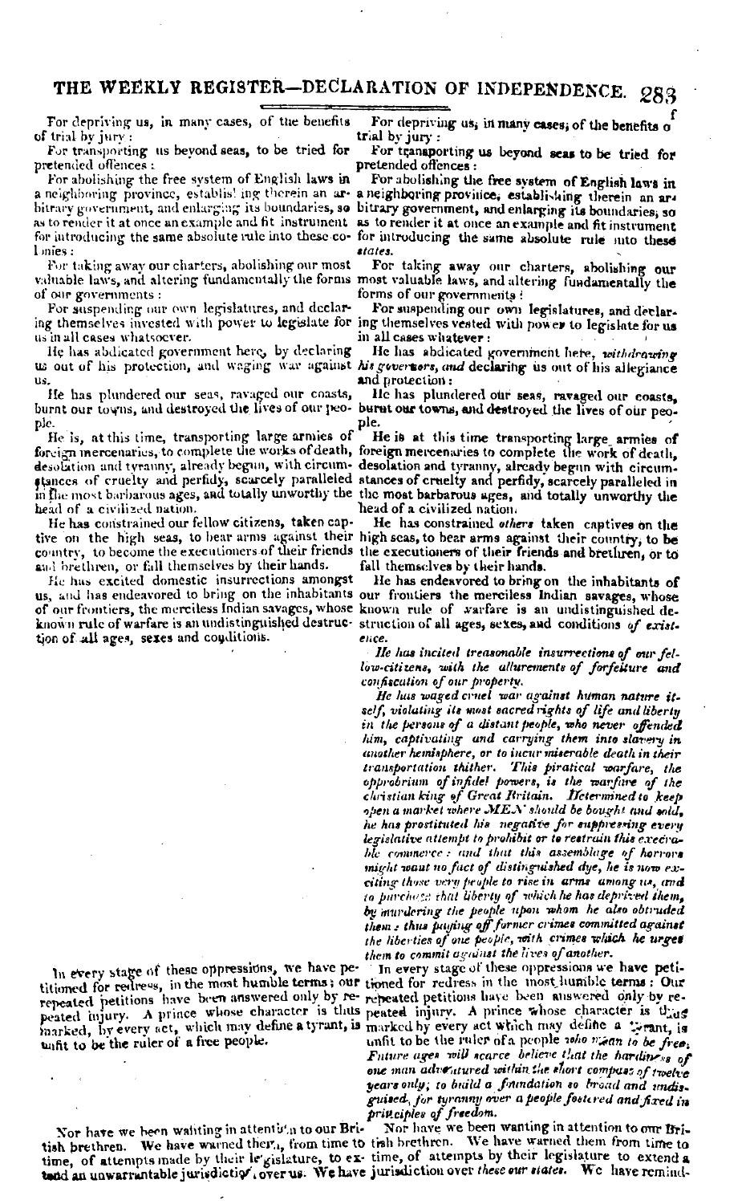| | |
|---|---|
| For depriving us, in many cases, of the benefits of trial by jury: | For depriving us, in many cases, of the benefits of trial by jury: |
| For transporting us beyond seas, to be tried for pretended offences: | For transporting us beyond seas to be tried for pretended offences: |
| For abolishing the free system of English laws in a neighboring province, establishing therein an arbitrary government, and enlarging its boundaries, so as to render it at once an example and fit instrument for introducing the same absolute rule into these colonies: | For abolishing the free system of English laws in a neighboring province, establishing therein an arbitrary government, and enlarging its boundaries, so as to render it at once an example and fit instrument for introducing the same absolute rule into these *states.* |
| For taking away our charters, abolishing our most valuable laws, and altering fundamentally the forms of our governments: | For taking away our charters, abolishing our most valuable laws, and altering fundamentally the forms of our governments: |
| For suspending our own legislatures, and declaring themselves invested with power to legislate for us in all cases whatsoever. | For suspending our own legislatures, and declaring themselves vested with power to legislate for us in all cases whatever: |
| He has abdicated government here, by declaring us out of his protection, and waging war against us. | He has abdicated government here, *withdrawing his governors, and* declaring us out of his allegiance and protection: |
| He has plundered our seas, ravaged our coasts, burnt our towns, and destroyed the lives of our people. | He has plundered our seas, ravaged our coasts, burnt our towns, and destroyed the lives of our people. |
| He is, at this time, transporting large armies of foreign mercenaries, to complete the works of death, desolation and tyranny, already begun, with circumstances of cruelty and perfidy, scarcely paralleled in the most barbarous ages, and totally unworthy the head of a civilized nation. | He is at this time transporting large armies of foreign mercenaries to complete the work of death, desolation and tyranny, already begun with circumstances of cruelty and perfidy, scarcely paralleled in the most barbarous ages, and totally unworthy the head of a civilized nation. |
| He has constrained our fellow citizens, taken captive on the high seas, to bear arms against their country, to become the executioners of their friends and brethren, or fall themselves by their hands. | He has constrained *others* taken captives on the high seas, to bear arms against their country, to be the executioners of their friends and brethren, or to fall themselves by their hands. |
| He has excited domestic insurrections amongst us, and has endeavored to bring on the inhabitants of our frontiers, the merciless Indian savages, whose known rule of warfare is an undistinguished destruction of all ages, sexes and conditions. | He has endeavored to bring on the inhabitants of our frontiers the merciless Indian savages, whose known rule of warfare is an undistinguished destruction of all ages, sexes, and conditions *of existence.* <br><br> *He has incited treasonable insurrections of our fellow-citizens, with the allurements of forfeiture and confiscation of our property.* <br><br> *He has waged cruel war against human nature itself, violating its most sacred rights of life and liberty in the persons of a distant people, who never offended him, captivating and carrying them into slavery in another hemisphere, or to incur miserable death in their transportation thither. This piratical warfare, the opprobrium of infidel powers, is the warfare of the christian king of Great Britain. Determined to keep open a market where MEN should be bought and sold, he has prostituted his negative for suppressing every legislative attempt to prohibit or to restrain this execrable commerce: and that this assemblage of horrors might want no fact of distinguished dye, he is now exciting those very people to rise in arms among us, and to purchase that liberty of which he has deprived them, by murdering the people upon whom he also obtruded them: thus paying off former crimes committed against the liberties of one people, with crimes which he urges them to commit against the lives of another.* |
| In every stage of these oppressions, we have petitioned for redress, in the most humble terms; our repeated petitions have been answered only by repeated injury. A prince whose character is thus marked, by every act, which may define a tyrant, is unfit to be the ruler of a free people. | In every stage of these oppressions we have petitioned for redress in the most humble terms: Our repeated petitions have been answered only by repeated injury. A prince whose character is thus marked by every act which may define a tyrant, is unfit to be the ruler of a people *who mean to be free. Future ages will scarce believe that the hardiness of one man adventured within the short compass of twelve years only; to build a foundation so broad and undisguised, for tyranny over a people fostered and fixed in principles of freedom.* |
| Nor have we been wanting in attention to our British brethren. We have warned them, from time to time, of attempts made by their legislature, to extend an unwarrantable jurisdiction over us. We have | Nor have we been wanting in attention to our British brethren. We have warned them from time to time, of attempts by their legislature to extend a jurisdiction over *these our states.* We have remind- |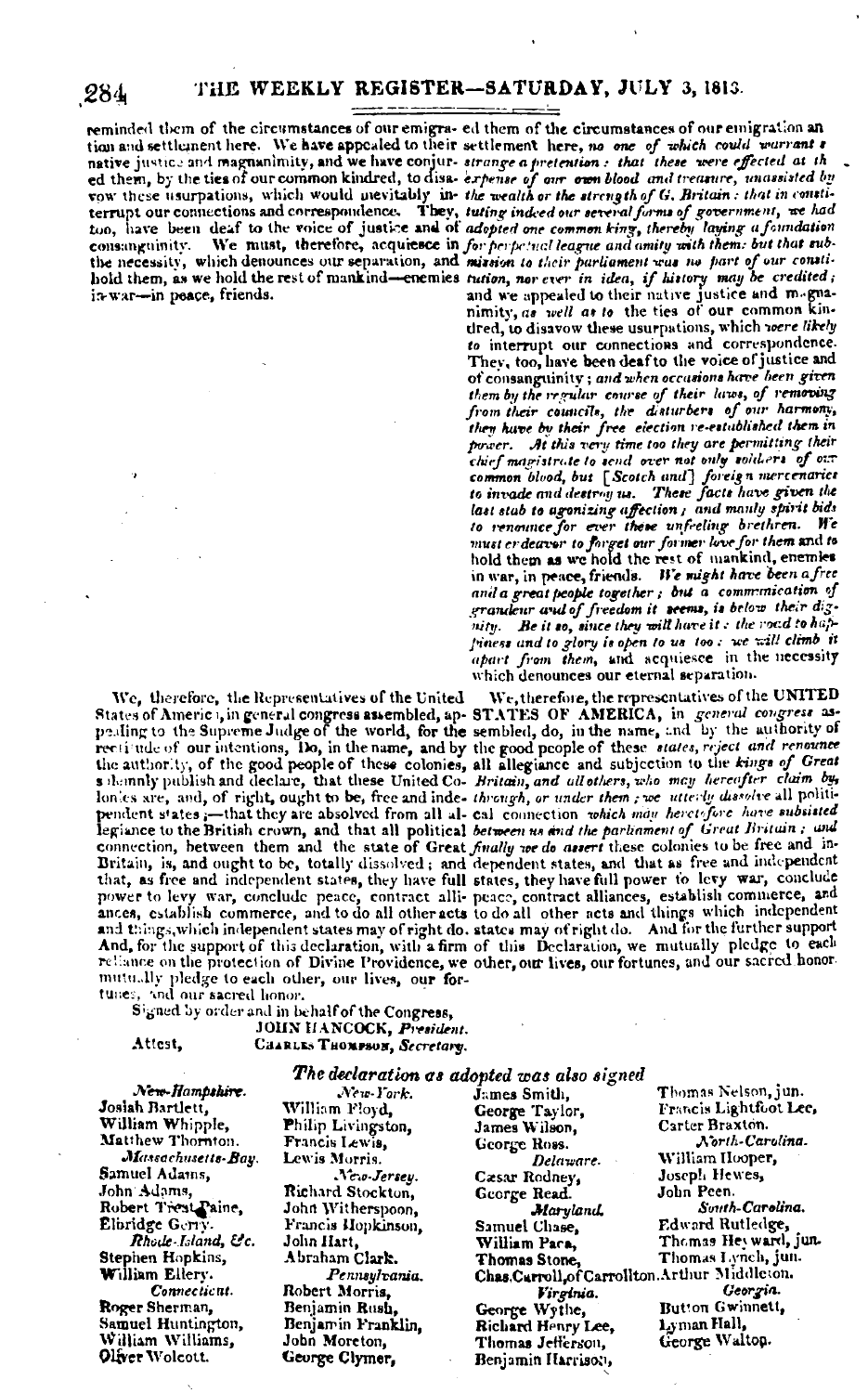reminded them of the circumstances of our emigration and settlement here. We have appealed to their native justice and magnanimity, and we have conjured them, by the ties of our common kindred, to disavow these usurpations, which would inevitably interrupt our connections and correspondence. They, too, have been deaf to the voice of justice and of consanguinity. We must, therefore, acquiesce in the necessity, which denounces our separation, and hold them, as we hold the rest of mankind—enemies in war—in peace, friends.

ed them of the circumstances of our emigration and settlement here, *no one of which could warrant a strange a pretention: that these were effected at the expense of our own blood and treasure, unassisted by the wealth or the strength of G. Britain: that in constituting indeed our several forms of government, we had adopted one common king, thereby laying a foundation for perpetual league and amity with them: but that submission to their parliament was no part of our constitution, nor ever in idea, if history may be credited;* and we appealed to their native justice and magnanimity, *as well as to* the ties of our common kindred, to disavow these usurpations, which *were likely to* interrupt our connections and correspondence. They, too, have been deaf to the voice of justice and of consanguinity; *and when occasions have been given them by the regular course of their laws, of removing from their councils, the disturbers of our harmony, they have by their free election re-established them in power. At this very time too they are permitting their chief magistrate to send over not only soldiers of our common blood, but [Scotch and] foreign mercenaries to invade and destroy us. These facts have given the last stab to agonizing affection; and manly spirit bids to renounce for ever these unfeeling brethren. We must endeavor to forget our former love for them and* to hold them as we hold the rest of mankind, enemies in war, in peace, friends. *We might have been a free and a great people together; but a communication of grandeur and of freedom it seems, is below their dignity. Be it so, since they will have it: the road to happiness and to glory is open to us too: we will climb it apart from them,* and acquiesce in the necessity which denounces our eternal separation.

We, therefore, the Representatives of the United States of America, in general congress assembled, appealing to the Supreme Judge of the world, for the rectitude of our intentions, Do, in the name, and by the authority, of the good people of these colonies, solemnly publish and declare, that these United Colonies are, and, of right, ought to be, free and independent states;—that they are absolved from all allegiance to the British crown, and that all political connection, between them and the state of Great Britain, is, and ought to be, totally dissolved; and that, as free and independent states, they have full power to levy war, conclude peace, contract alliances, establish commerce, and to do all other acts and things, which independent states may of right do. And, for the support of this declaration, with a firm reliance on the protection of Divine Providence, we mutually pledge to each other, our lives, our fortunes, and our sacred honor.

We, therefore, the representatives of the UNITED STATES OF AMERICA, in *general congress* assembled, do, in the name, and by the authority of the good people of these *states, reject and renounce all allegiance and subjection to the kings of Great Britain, and all others, who may hereafter claim by, through, or under them; we utterly dissolve* all political connection *which may heretofore have subsisted between us and the parliament of Great Britain; and finally we do assert* these colonies to be free and independent states, and that as free and independent states, they have full power to levy war, conclude peace, contract alliances, establish commerce, and to do all other acts and things which independent states may of right do. And for the further support of this Declaration, we mutually pledge to each other, our lives, our fortunes, and our sacred honor.

Signed by order and in behalf of the Congress,

JOHN HANCOCK, *President.*

Attest, CHARLES THOMPSON, *Secretary.*

### *The declaration as adopted was also signed*

*New-Hampshire.*
Josiah Bartlett,
William Whipple,
Matthew Thornton.

*Massachusetts-Bay.*
Samuel Adams,
John Adams,
Robert Treat Paine,
Elbridge Gerry.

*Rhode-Island, &c.*
Stephen Hopkins,
William Ellery.

*Connecticut.*
Roger Sherman,
Samuel Huntington,
William Williams,
Oliver Wolcott.

*New-York.*
William Floyd,
Philip Livingston,
Francis Lewis,
Lewis Morris.

*New-Jersey.*
Richard Stockton,
John Witherspoon,
Francis Hopkinson,
John Hart,
Abraham Clark.

*Pennsylvania.*
Robert Morris,
Benjamin Rush,
Benjamin Franklin,
John Moreton,
George Clymer,
James Smith,
George Taylor,
James Wilson,
George Ross.

*Delaware.*
Cæsar Rodney,
George Read.

*Maryland.*
Samuel Chase,
William Paca,
Thomas Stone,
Chas. Carroll, of Carrollton.

*Virginia.*
George Wythe,
Richard Henry Lee,
Thomas Jefferson,
Benjamin Harrison,
Thomas Nelson, jun.
Francis Lightfoot Lee,
Carter Braxton.

*North-Carolina.*
William Hooper,
Joseph Hewes,
John Peen.

*South-Carolina.*
Edward Rutledge,
Thomas Heyward, jun.
Thomas Lynch, jun.
Arthur Middleton.

*Georgia.*
Button Gwinnett,
Lyman Hall,
George Walton.